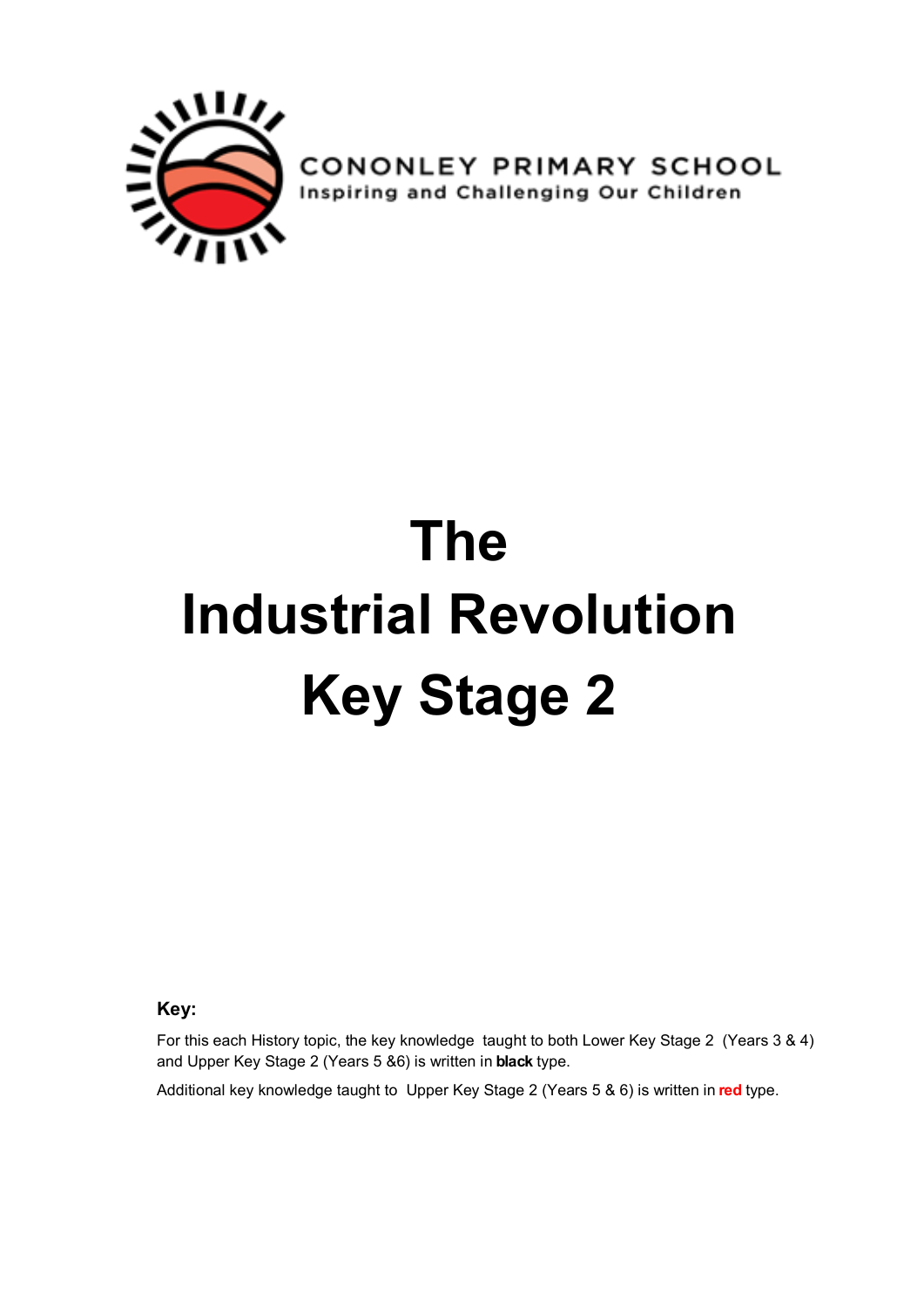CONONLEY PRIMARY SCHOOL

Inspiring and Challenging Our Children

# The Industrial Revolution Key Stage 2

**Key:**

For this each History topic, the key knowledge taught to both Lower Key Stage 2 (Years 3 & 4) and Upper Key Stage 2 (Years 5 &6) is written in **black** type.

Additional key knowledge taught to Upper Key Stage 2 (Years 5 & 6) is written in **red** type.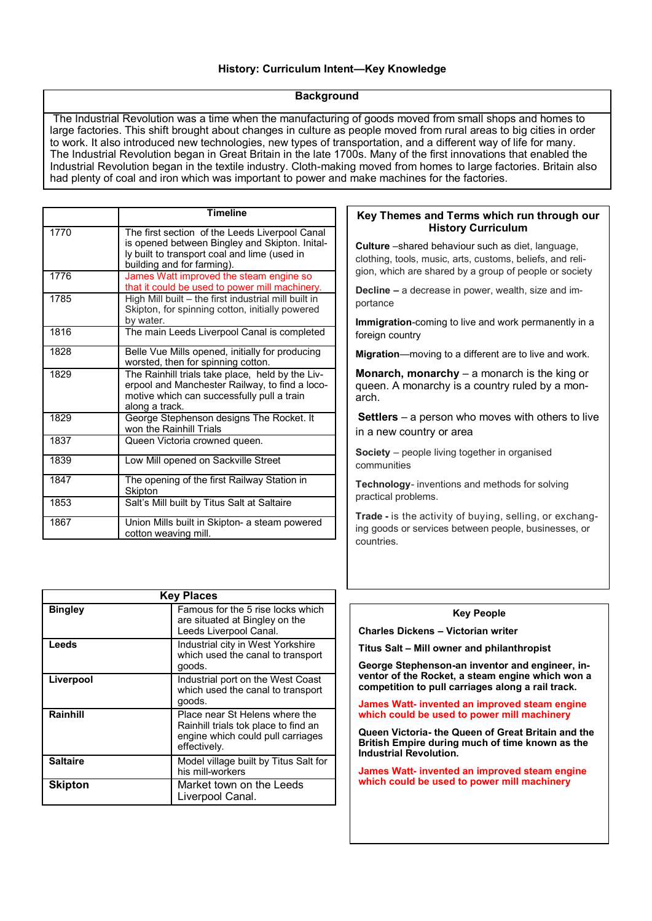### History: Curriculum Intent—Key Knowledge

**Background**

The Industrial Revolution was a time when the manufacturing of goods moved from small shops and homes to large factories. This shift brought about changes in culture as people moved from rural areas to big cities in order to work. It also introduced new technologies, new types of transportation, and a different way of life for many. The Industrial Revolution began in Great Britain in the late 1700s. Many of the first innovations that enabled the Industrial Revolution began in the textile industry. Cloth-making moved from homes to large factories. Britain also had plenty of coal and iron which was important to power and make machines for the factories.

| | Timeline |
|---|---|
| 1770 | The first section of the Leeds Liverpool Canal is opened between Bingley and Skipton. Initially built to transport coal and lime (used in building and for farming). |
| 1776 | James Watt improved the steam engine so that it could be used to power mill machinery. |
| 1785 | High Mill built – the first industrial mill built in Skipton, for spinning cotton, initially powered by water. |
| 1816 | The main Leeds Liverpool Canal is completed |
| 1828 | Belle Vue Mills opened, initially for producing worsted, then for spinning cotton. |
| 1829 | The Rainhill trials take place, held by the Liverpool and Manchester Railway, to find a locomotive which can successfully pull a train along a track. |
| 1829 | George Stephenson designs The Rocket. It won the Rainhill Trials |
| 1837 | Queen Victoria crowned queen. |
| 1839 | Low Mill opened on Sackville Street |
| 1847 | The opening of the first Railway Station in Skipton |
| 1853 | Salt's Mill built by Titus Salt at Saltaire |
| 1867 | Union Mills built in Skipton- a steam powered cotton weaving mill. |

**Key Themes and Terms which run through our History Curriculum**

**Culture** –shared behaviour such as diet, language, clothing, tools, music, arts, customs, beliefs, and religion, which are shared by a group of people or society

**Decline –** a decrease in power, wealth, size and importance

**Immigration**-coming to live and work permanently in a foreign country

**Migration**—moving to a different are to live and work.

**Monarch, monarchy** – a monarch is the king or queen. A monarchy is a country ruled by a monarch.

**Settlers** – a person who moves with others to live in a new country or area

**Society** – people living together in organised communities

**Technology**- inventions and methods for solving practical problems.

**Trade -** is the activity of buying, selling, or exchanging goods or services between people, businesses, or countries.

| Key Places | |
|---|---|
| **Bingley** | Famous for the 5 rise locks which are situated at Bingley on the Leeds Liverpool Canal. |
| **Leeds** | Industrial city in West Yorkshire which used the canal to transport goods. |
| **Liverpool** | Industrial port on the West Coast which used the canal to transport goods. |
| **Rainhill** | Place near St Helens where the Rainhill trials tok place to find an engine which could pull carriages effectively. |
| **Saltaire** | Model village built by Titus Salt for his mill-workers |
| **Skipton** | Market town on the Leeds Liverpool Canal. |

**Key People**

**Charles Dickens – Victorian writer**

**Titus Salt – Mill owner and philanthropist**

**George Stephenson-an inventor and engineer, inventor of the Rocket, a steam engine which won a competition to pull carriages along a rail track.**

**James Watt- invented an improved steam engine which could be used to power mill machinery**

**Queen Victoria- the Queen of Great Britain and the British Empire during much of time known as the Industrial Revolution.**

**James Watt- invented an improved steam engine which could be used to power mill machinery**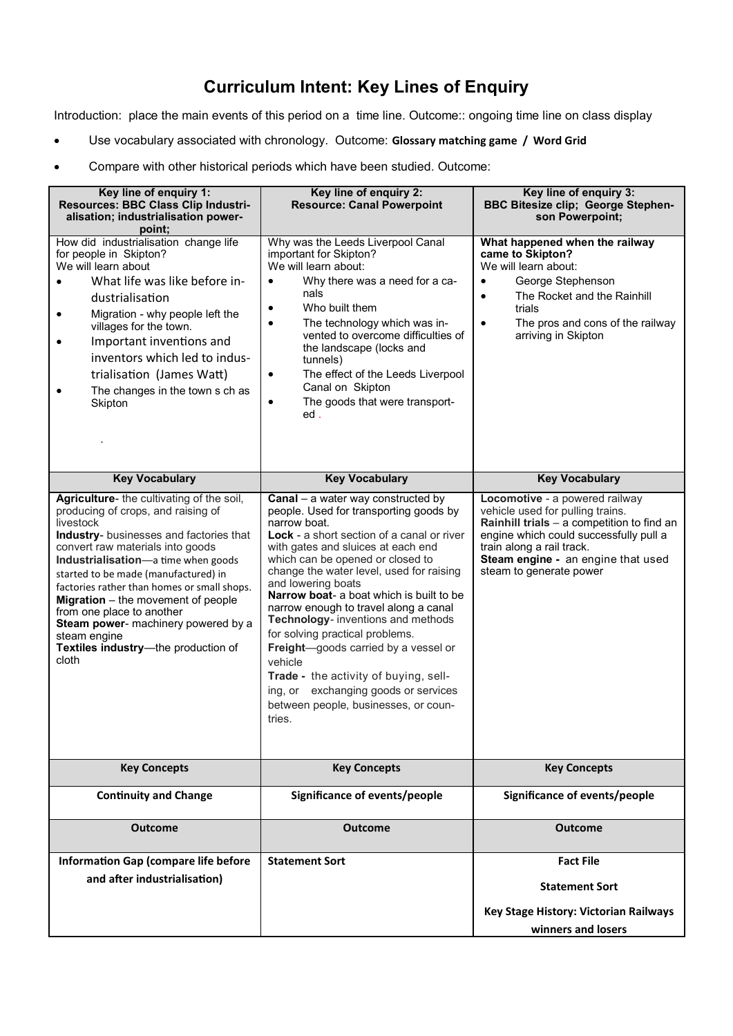# Curriculum Intent: Key Lines of Enquiry

Introduction: place the main events of this period on a time line. Outcome:: ongoing time line on class display

- Use vocabulary associated with chronology. Outcome: **Glossary matching game / Word Grid**
- Compare with other historical periods which have been studied. Outcome:

| **Key line of enquiry 1: Resources: BBC Class Clip Industrialisation; industrialisation powerpoint;** | **Key line of enquiry 2: Resource: Canal Powerpoint** | **Key line of enquiry 3: BBC Bitesize clip; George Stephenson Powerpoint;** |
|---|---|---|
| How did industrialisation change life for people in Skipton?<br>We will learn about<br>• What life was like before industrialisation<br>• Migration - why people left the villages for the town.<br>• Important inventions and inventors which led to industrialisation (James Watt)<br>• The changes in the town s ch as Skipton<br>. | Why was the Leeds Liverpool Canal important for Skipton?<br>We will learn about:<br>• Why there was a need for a canals<br>• Who built them<br>• The technology which was invented to overcome difficulties of the landscape (locks and tunnels)<br>• The effect of the Leeds Liverpool Canal on Skipton<br>• The goods that were transported . | **What happened when the railway came to Skipton?**<br>We will learn about:<br>• George Stephenson<br>• The Rocket and the Rainhill trials<br>• The pros and cons of the railway arriving in Skipton |
| **Key Vocabulary** | **Key Vocabulary** | **Key Vocabulary** |
| **Agriculture**- the cultivating of the soil, producing of crops, and raising of livestock<br>**Industry**- businesses and factories that convert raw materials into goods<br>**Industrialisation**—a time when goods started to be made (manufactured) in factories rather than homes or small shops.<br>**Migration** – the movement of people from one place to another<br>**Steam power**- machinery powered by a steam engine<br>**Textiles industry**—the production of cloth | **Canal** – a water way constructed by people. Used for transporting goods by narrow boat.<br>**Lock** - a short section of a canal or river with gates and sluices at each end which can be opened or closed to change the water level, used for raising and lowering boats<br>**Narrow boat**- a boat which is built to be narrow enough to travel along a canal<br>**Technology**- inventions and methods for solving practical problems.<br>**Freight**—goods carried by a vessel or vehicle<br>**Trade -** the activity of buying, selling, or exchanging goods or services between people, businesses, or countries. | **Locomotive** - a powered railway vehicle used for pulling trains.<br>**Rainhill trials** – a competition to find an engine which could successfully pull a train along a rail track.<br>**Steam engine -** an engine that used steam to generate power |
| **Key Concepts** | **Key Concepts** | **Key Concepts** |
| **Continuity and Change** | **Significance of events/people** | **Significance of events/people** |
| **Outcome** | **Outcome** | **Outcome** |
| **Information Gap (compare life before and after industrialisation)** | **Statement Sort** | **Fact File**<br>**Statement Sort**<br>**Key Stage History: Victorian Railways winners and losers** |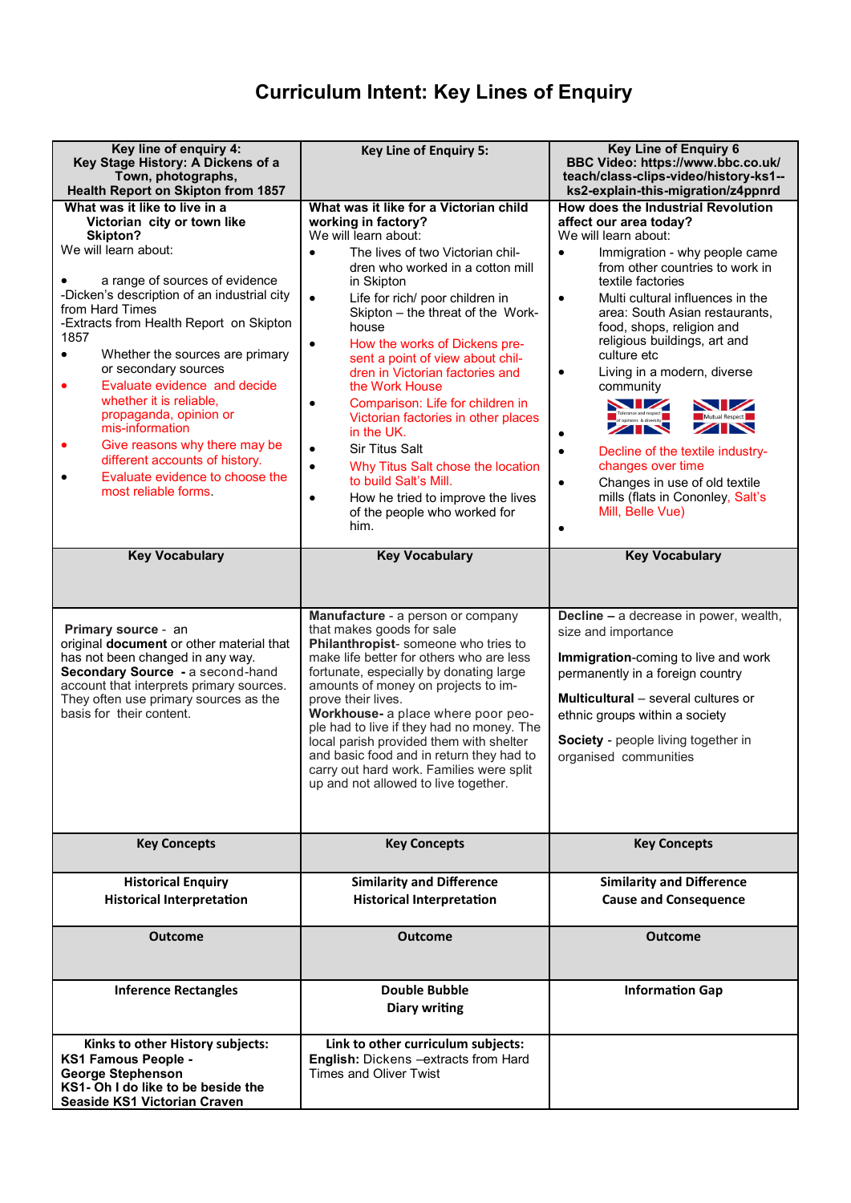# Curriculum Intent: Key Lines of Enquiry

| Key line of enquiry 4: Key Stage History: A Dickens of a Town, photographs, Health Report on Skipton from 1857 | Key Line of Enquiry 5: | Key Line of Enquiry 6 BBC Video: https://www.bbc.co.uk/teach/class-clips-video/history-ks1--ks2-explain-this-migration/z4ppnrd |
|---|---|---|
| **What was it like to live in a Victorian city or town like Skipton?** We will learn about: <br>• a range of sources of evidence <br>-Dicken's description of an industrial city from Hard Times <br>-Extracts from Health Report on Skipton 1857 <br>• Whether the sources are primary or secondary sources <br>• Evaluate evidence and decide whether it is reliable, propaganda, opinion or mis-information <br>• Give reasons why there may be different accounts of history. <br>• Evaluate evidence to choose the most reliable forms. | **What was it like for a Victorian child working in factory?** We will learn about: <br>• The lives of two Victorian children who worked in a cotton mill in Skipton <br>• Life for rich/ poor children in Skipton – the threat of the Workhouse <br>• How the works of Dickens presented a point of view about children in Victorian factories and the Work House <br>• Comparison: Life for children in Victorian factories in other places in the UK. <br>• Sir Titus Salt <br>• Why Titus Salt chose the location to build Salt's Mill. <br>• How he tried to improve the lives of the people who worked for him. | **How does the Industrial Revolution affect our area today?** We will learn about: <br>• Immigration - why people came from other countries to work in textile factories <br>• Multi cultural influences in the area: South Asian restaurants, food, shops, religion and religious buildings, art and culture etc <br>• Living in a modern, diverse community <br>Tolerance and respect of opinions & diversity; Mutual Respect <br>• <br>• Decline of the textile industry-changes over time <br>• Changes in use of old textile mills (flats in Cononley, Salt's Mill, Belle Vue) <br>• |
| **Key Vocabulary** | **Key Vocabulary** | **Key Vocabulary** |
| **Primary source** - an original **document** or other material that has not been changed in any way. <br>**Secondary Source** - a second-hand account that interprets primary sources. They often use primary sources as the basis for their content. | **Manufacture** - a person or company that makes goods for sale <br>**Philanthropist**- someone who tries to make life better for others who are less fortunate, especially by donating large amounts of money on projects to improve their lives. <br>**Workhouse**- a place where poor people had to live if they had no money. The local parish provided them with shelter and basic food and in return they had to carry out hard work. Families were split up and not allowed to live together. | **Decline –** a decrease in power, wealth, size and importance <br>**Immigration**-coming to live and work permanently in a foreign country <br>**Multicultural** – several cultures or ethnic groups within a society <br>**Society** - people living together in organised communities |
| **Key Concepts** | **Key Concepts** | **Key Concepts** |
| **Historical Enquiry** <br>**Historical Interpretation** | **Similarity and Difference** <br>**Historical Interpretation** | **Similarity and Difference** <br>**Cause and Consequence** |
| **Outcome** | **Outcome** | **Outcome** |
| **Inference Rectangles** | **Double Bubble** <br>**Diary writing** | **Information Gap** |
| **Kinks to other History subjects:** <br>**KS1 Famous People - George Stephenson** <br>**KS1- Oh I do like to be beside the Seaside KS1 Victorian Craven** | **Link to other curriculum subjects:** <br>**English:** Dickens –extracts from Hard Times and Oliver Twist | |